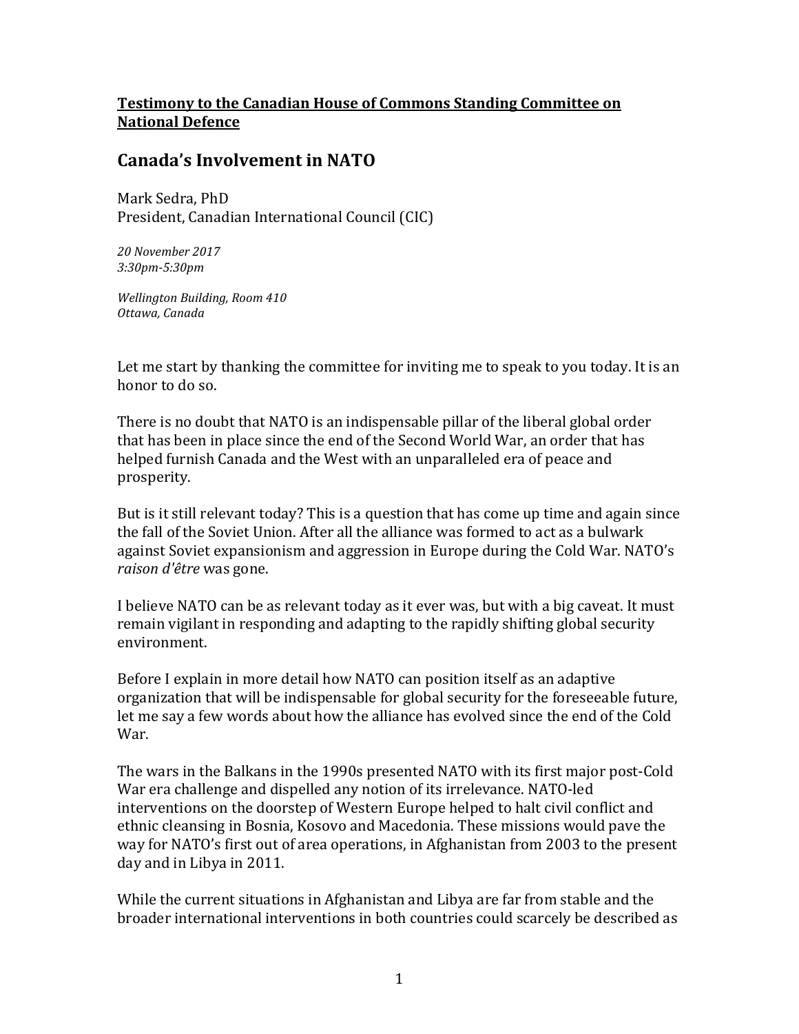**Testimony to the Canadian House of Commons Standing Committee on National Defence**

## Canada's Involvement in NATO

Mark Sedra, PhD
President, Canadian International Council (CIC)

*20 November 2017*
*3:30pm-5:30pm*

*Wellington Building, Room 410*
*Ottawa, Canada*

Let me start by thanking the committee for inviting me to speak to you today. It is an honor to do so.

There is no doubt that NATO is an indispensable pillar of the liberal global order that has been in place since the end of the Second World War, an order that has helped furnish Canada and the West with an unparalleled era of peace and prosperity.

But is it still relevant today? This is a question that has come up time and again since the fall of the Soviet Union. After all the alliance was formed to act as a bulwark against Soviet expansionism and aggression in Europe during the Cold War. NATO's *raison d'être* was gone.

I believe NATO can be as relevant today as it ever was, but with a big caveat. It must remain vigilant in responding and adapting to the rapidly shifting global security environment.

Before I explain in more detail how NATO can position itself as an adaptive organization that will be indispensable for global security for the foreseeable future, let me say a few words about how the alliance has evolved since the end of the Cold War.

The wars in the Balkans in the 1990s presented NATO with its first major post-Cold War era challenge and dispelled any notion of its irrelevance. NATO-led interventions on the doorstep of Western Europe helped to halt civil conflict and ethnic cleansing in Bosnia, Kosovo and Macedonia. These missions would pave the way for NATO's first out of area operations, in Afghanistan from 2003 to the present day and in Libya in 2011.

While the current situations in Afghanistan and Libya are far from stable and the broader international interventions in both countries could scarcely be described as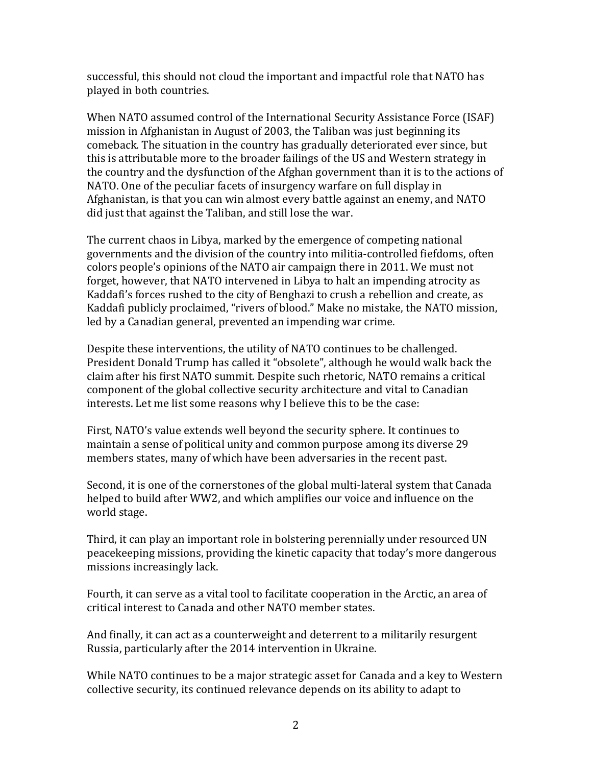successful, this should not cloud the important and impactful role that NATO has played in both countries.

When NATO assumed control of the International Security Assistance Force (ISAF) mission in Afghanistan in August of 2003, the Taliban was just beginning its comeback. The situation in the country has gradually deteriorated ever since, but this is attributable more to the broader failings of the US and Western strategy in the country and the dysfunction of the Afghan government than it is to the actions of NATO. One of the peculiar facets of insurgency warfare on full display in Afghanistan, is that you can win almost every battle against an enemy, and NATO did just that against the Taliban, and still lose the war.

The current chaos in Libya, marked by the emergence of competing national governments and the division of the country into militia-controlled fiefdoms, often colors people's opinions of the NATO air campaign there in 2011. We must not forget, however, that NATO intervened in Libya to halt an impending atrocity as Kaddafi's forces rushed to the city of Benghazi to crush a rebellion and create, as Kaddafi publicly proclaimed, "rivers of blood." Make no mistake, the NATO mission, led by a Canadian general, prevented an impending war crime.

Despite these interventions, the utility of NATO continues to be challenged. President Donald Trump has called it "obsolete", although he would walk back the claim after his first NATO summit. Despite such rhetoric, NATO remains a critical component of the global collective security architecture and vital to Canadian interests. Let me list some reasons why I believe this to be the case:

First, NATO's value extends well beyond the security sphere. It continues to maintain a sense of political unity and common purpose among its diverse 29 members states, many of which have been adversaries in the recent past.

Second, it is one of the cornerstones of the global multi-lateral system that Canada helped to build after WW2, and which amplifies our voice and influence on the world stage.

Third, it can play an important role in bolstering perennially under resourced UN peacekeeping missions, providing the kinetic capacity that today's more dangerous missions increasingly lack.

Fourth, it can serve as a vital tool to facilitate cooperation in the Arctic, an area of critical interest to Canada and other NATO member states.

And finally, it can act as a counterweight and deterrent to a militarily resurgent Russia, particularly after the 2014 intervention in Ukraine.

While NATO continues to be a major strategic asset for Canada and a key to Western collective security, its continued relevance depends on its ability to adapt to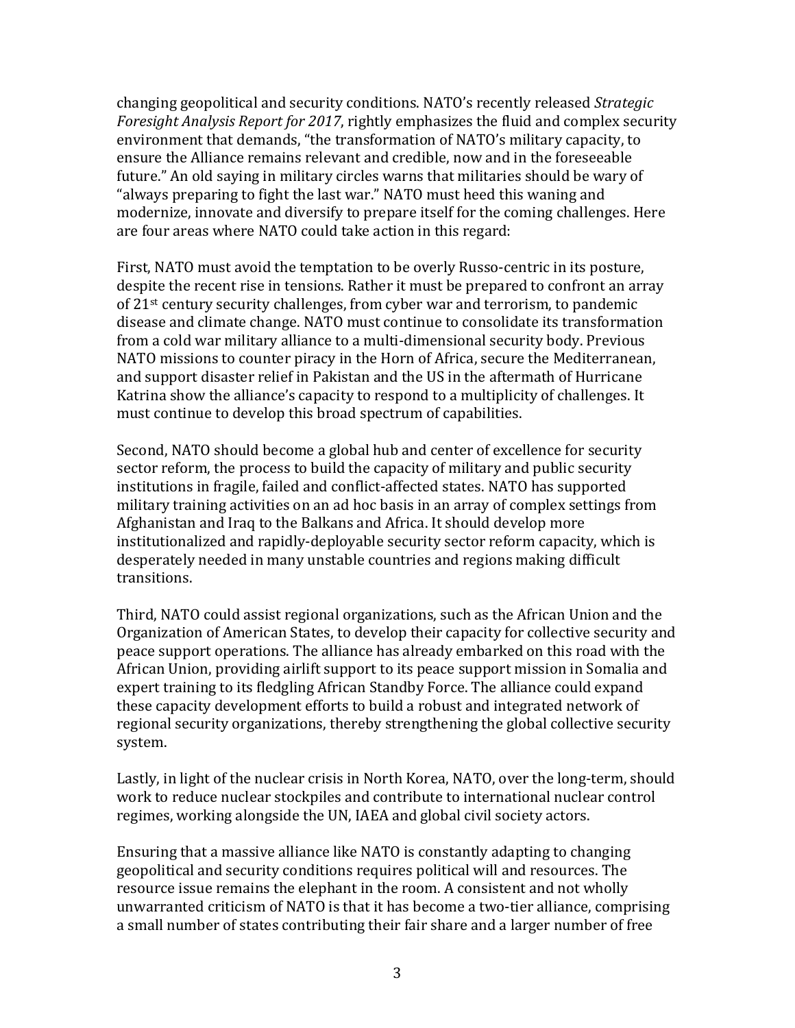changing geopolitical and security conditions. NATO's recently released *Strategic Foresight Analysis Report for 2017*, rightly emphasizes the fluid and complex security environment that Alliance demands, "the transformation of NATO's military capacity, to ensure the Alliance remains relevant and credible, now and in the foreseeable future." An old saying in military circles warns that militaries should be wary of "always preparing to fight the last war." NATO must heed this waning and modernize, innovate and diversify to prepare itself for the coming challenges. Here are four areas where NATO could take action in this regard:

First, NATO must avoid the temptation to be overly Russo-centric in its posture, despite the recent rise in tensions. Rather it must be prepared to confront an array of 21st century security challenges, from cyber war and terrorism, to pandemic disease and climate change. NATO must continue to consolidate its transformation from a cold war military alliance to a multi-dimensional security body. Previous NATO missions to counter piracy in the Horn of Africa, secure the Mediterranean, and support disaster relief in Pakistan and the US in the aftermath of Hurricane Katrina show the alliance's capacity to respond to a multiplicity of challenges. It must continue to develop this broad spectrum of capabilities.

Second, NATO should become a global hub and center of excellence for security sector reform, the process to build the capacity of military and public security institutions in fragile, failed and conflict-affected states. NATO has supported military training activities on an ad hoc basis in an array of complex settings from Afghanistan and Iraq to the Balkans and Africa. It should develop more institutionalized and rapidly-deployable security sector reform capacity, which is desperately needed in many unstable countries and regions making difficult transitions.

Third, NATO could assist regional organizations, such as the African Union and the Organization of American States, to develop their capacity for collective security and peace support operations. The alliance has already embarked on this road with the African Union, providing airlift support to its peace support mission in Somalia and expert training to its fledgling African Standby Force. The alliance could expand these capacity development efforts to build a robust and integrated network of regional security organizations, thereby strengthening the global collective security system.

Lastly, in light of the nuclear crisis in North Korea, NATO, over the long-term, should work to reduce nuclear stockpiles and contribute to international nuclear control regimes, working alongside the UN, IAEA and global civil society actors.

Ensuring that a massive alliance like NATO is constantly adapting to changing geopolitical and security conditions requires political will and resources. The resource issue remains the elephant in the room. A consistent and not wholly unwarranted criticism of NATO is that it has become a two-tier alliance, comprising a small number of states contributing their fair share and a larger number of free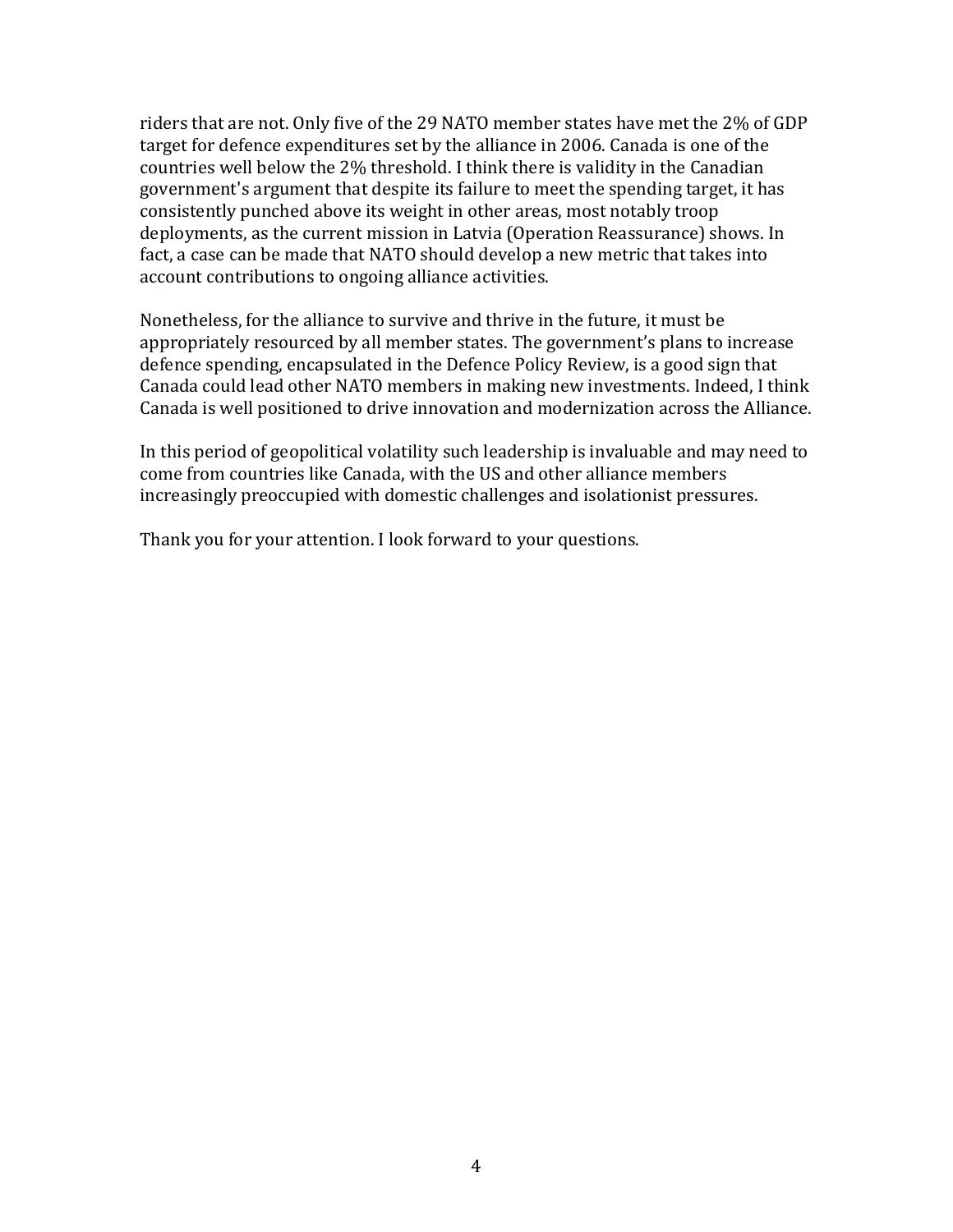riders that are not. Only five of the 29 NATO member states have met the 2% of GDP target for defence expenditures set by the alliance in 2006. Canada is one of the countries well below the 2% threshold. I think there is validity in the Canadian government's argument that despite its failure to meet the spending target, it has consistently punched above its weight in other areas, most notably troop deployments, as the current mission in Latvia (Operation Reassurance) shows. In fact, a case can be made that NATO should develop a new metric that takes into account contributions to ongoing alliance activities.

Nonetheless, for the alliance to survive and thrive in the future, it must be appropriately resourced by all member states. The government's plans to increase defence spending, encapsulated in the Defence Policy Review, is a good sign that Canada could lead other NATO members in making new investments. Indeed, I think Canada is well positioned to drive innovation and modernization across the Alliance.

In this period of geopolitical volatility such leadership is invaluable and may need to come from countries like Canada, with the US and other alliance members increasingly preoccupied with domestic challenges and isolationist pressures.

Thank you for your attention. I look forward to your questions.